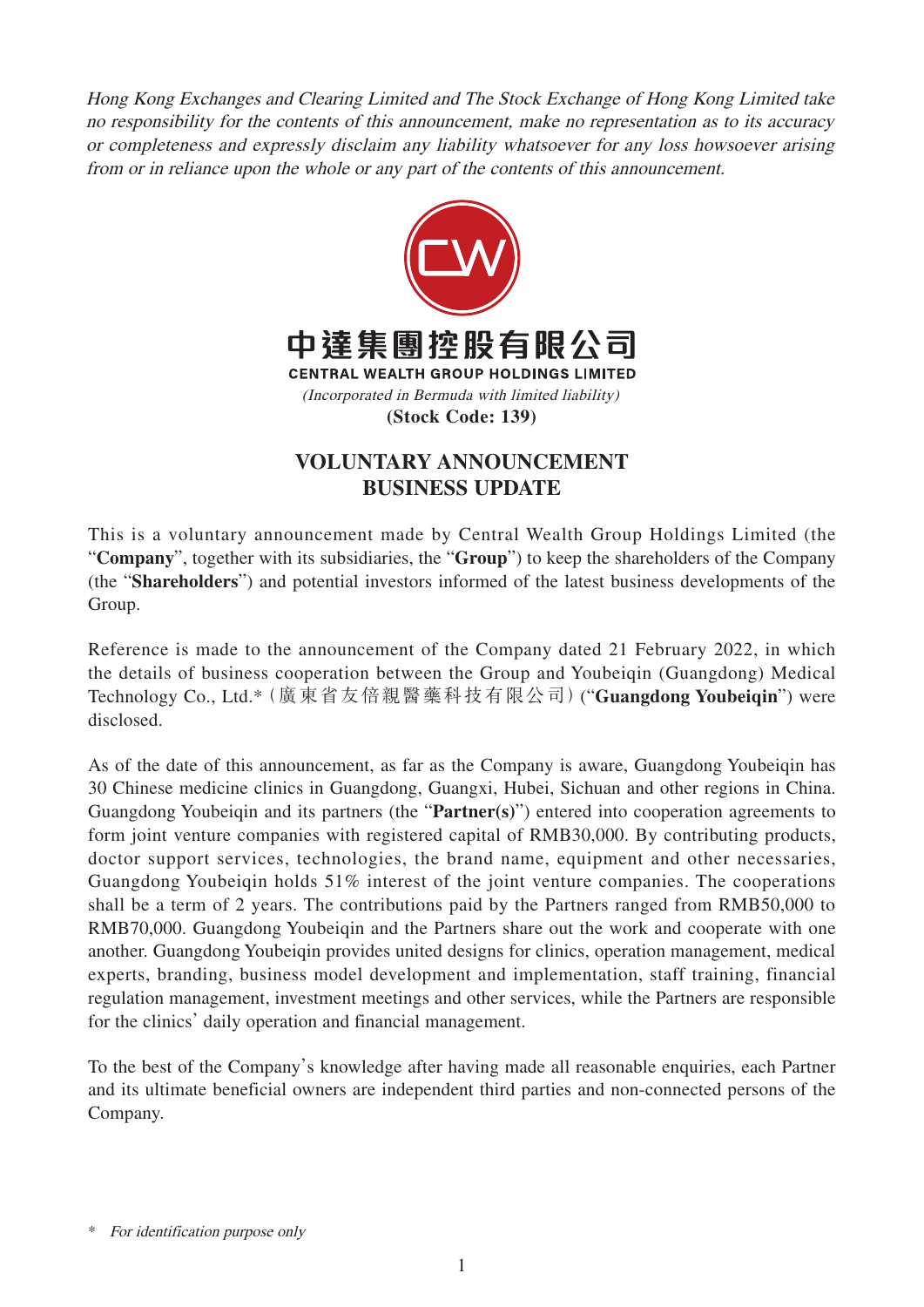*Hong Kong Exchanges and Clearing Limited and The Stock Exchange of Hong Kong Limited take no responsibility for the contents of this announcement, make no representation as to its accuracy or completeness and expressly disclaim any liability whatsoever for any loss howsoever arising from or in reliance upon the whole or any part of the contents of this announcement.*

**中達集團控股有限公司**

**CENTRAL WEALTH GROUP HOLDINGS LIMITED**

*(Incorporated in Bermuda with limited liability)*

**(Stock Code: 139)**

# VOLUNTARY ANNOUNCEMENT
# BUSINESS UPDATE

This is a voluntary announcement made by Central Wealth Group Holdings Limited (the "**Company**", together with its subsidiaries, the "**Group**") to keep the shareholders of the Company (the "**Shareholders**") and potential investors informed of the latest business developments of the Group.

Reference is made to the announcement of the Company dated 21 February 2022, in which the details of business cooperation between the Group and Youbeiqin (Guangdong) Medical Technology Co., Ltd.* (廣東省友倍親醫藥科技有限公司) ("**Guangdong Youbeiqin**") were disclosed.

As of the date of this announcement, as far as the Company is aware, Guangdong Youbeiqin has 30 Chinese medicine clinics in Guangdong, Guangxi, Hubei, Sichuan and other regions in China. Guangdong Youbeiqin and its partners (the "**Partner(s)**") entered into cooperation agreements to form joint venture companies with registered capital of RMB30,000. By contributing products, doctor support services, technologies, the brand name, equipment and other necessaries, Guangdong Youbeiqin holds 51% interest of the joint venture companies. The cooperations shall be a term of 2 years. The contributions paid by the Partners ranged from RMB50,000 to RMB70,000. Guangdong Youbeiqin and the Partners share out the work and cooperate with one another. Guangdong Youbeiqin provides united designs for clinics, operation management, medical experts, branding, business model development and implementation, staff training, financial regulation management, investment meetings and other services, while the Partners are responsible for the clinics' daily operation and financial management.

To the best of the Company's knowledge after having made all reasonable enquiries, each Partner and its ultimate beneficial owners are independent third parties and non-connected persons of the Company.

\* *For identification purpose only*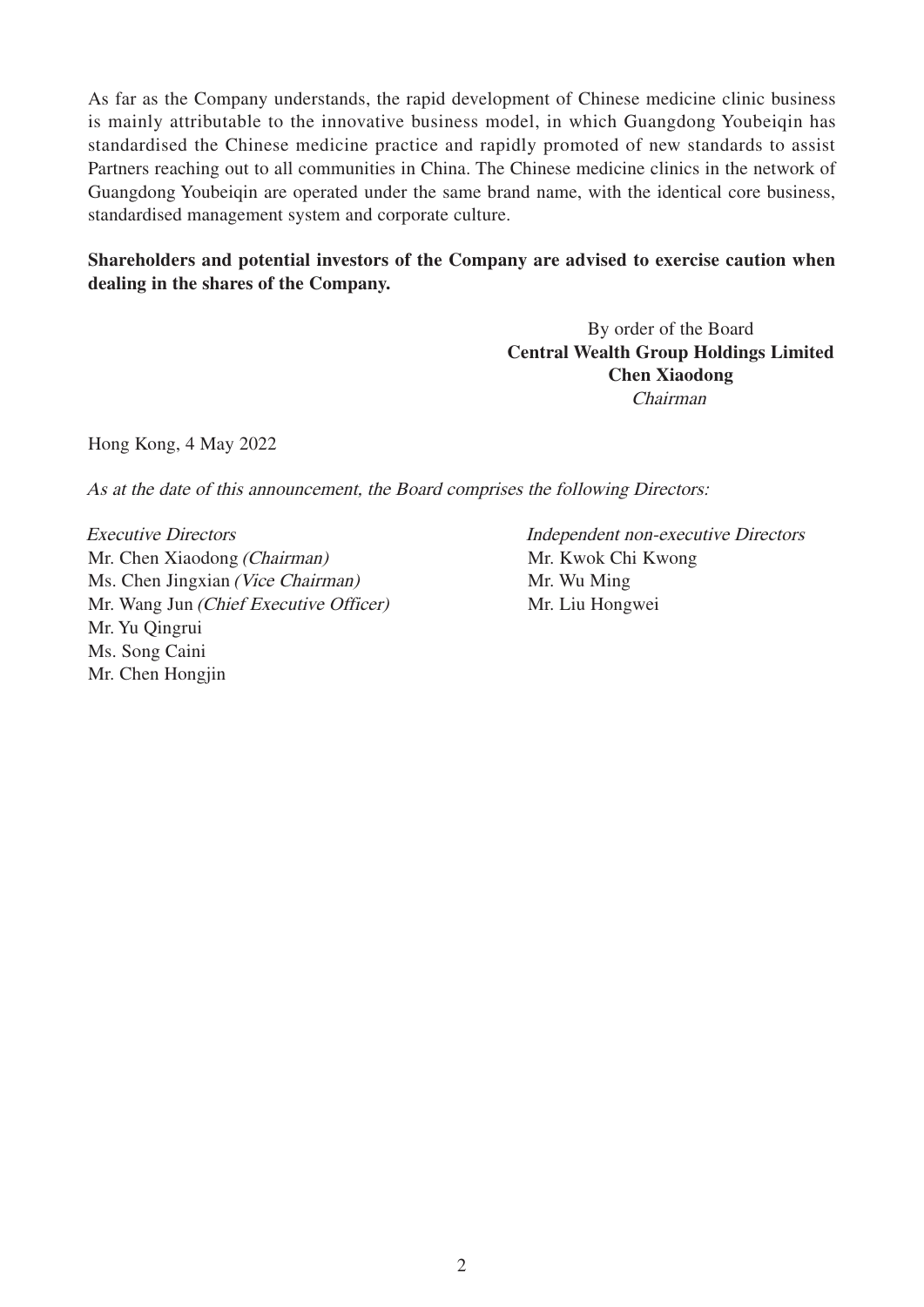As far as the Company understands, the rapid development of Chinese medicine clinic business is mainly attributable to the innovative business model, in which Guangdong Youbeiqin has standardised the Chinese medicine practice and rapidly promoted of new standards to assist Partners reaching out to all communities in China. The Chinese medicine clinics in the network of Guangdong Youbeiqin are operated under the same brand name, with the identical core business, standardised management system and corporate culture.

**Shareholders and potential investors of the Company are advised to exercise caution when dealing in the shares of the Company.**

By order of the Board
**Central Wealth Group Holdings Limited**
**Chen Xiaodong**
*Chairman*

Hong Kong, 4 May 2022

*As at the date of this announcement, the Board comprises the following Directors:*

*Executive Directors*
Mr. Chen Xiaodong *(Chairman)*
Ms. Chen Jingxian *(Vice Chairman)*
Mr. Wang Jun *(Chief Executive Officer)*
Mr. Yu Qingrui
Ms. Song Caini
Mr. Chen Hongjin

*Independent non-executive Directors*
Mr. Kwok Chi Kwong
Mr. Wu Ming
Mr. Liu Hongwei